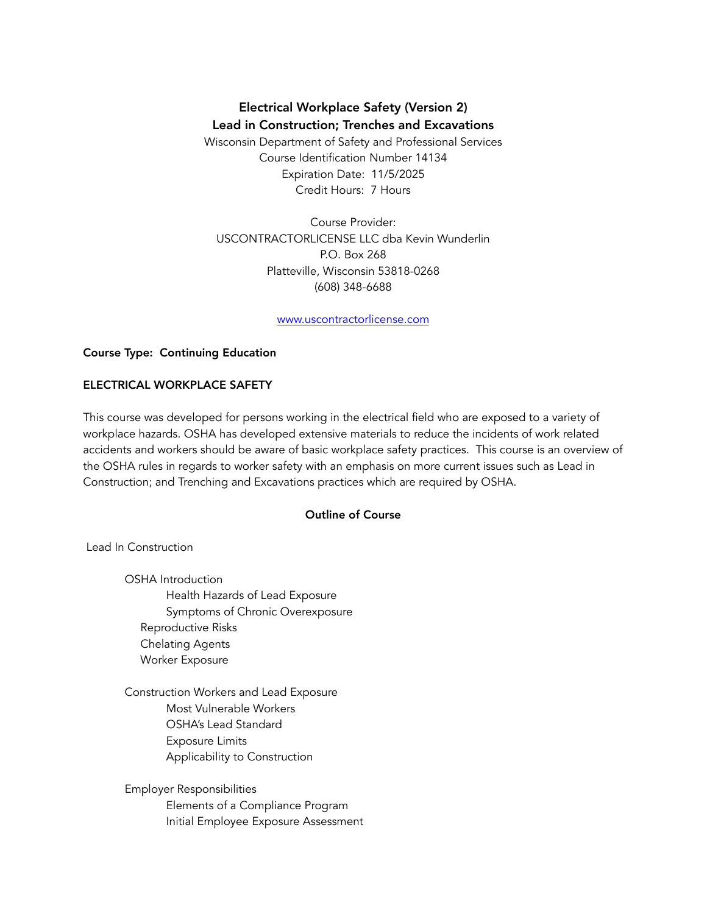# Electrical Workplace Safety (Version 2)
# Lead in Construction; Trenches and Excavations

Wisconsin Department of Safety and Professional Services
Course Identification Number 14134
Expiration Date: 11/5/2025
Credit Hours: 7 Hours

Course Provider:
USCONTRACTORLICENSE LLC dba Kevin Wunderlin
P.O. Box 268
Platteville, Wisconsin 53818-0268
(608) 348-6688

www.uscontractorlicense.com

**Course Type: Continuing Education**

**ELECTRICAL WORKPLACE SAFETY**

This course was developed for persons working in the electrical field who are exposed to a variety of workplace hazards. OSHA has developed extensive materials to reduce the incidents of work related accidents and workers should be aware of basic workplace safety practices. This course is an overview of the OSHA rules in regards to worker safety with an emphasis on more current issues such as Lead in Construction; and Trenching and Excavations practices which are required by OSHA.

**Outline of Course**

Lead In Construction

- OSHA Introduction
  - Health Hazards of Lead Exposure
  - Symptoms of Chronic Overexposure
  - Reproductive Risks
  - Chelating Agents
  - Worker Exposure
- Construction Workers and Lead Exposure
  - Most Vulnerable Workers
  - OSHA's Lead Standard
  - Exposure Limits
  - Applicability to Construction
- Employer Responsibilities
  - Elements of a Compliance Program
  - Initial Employee Exposure Assessment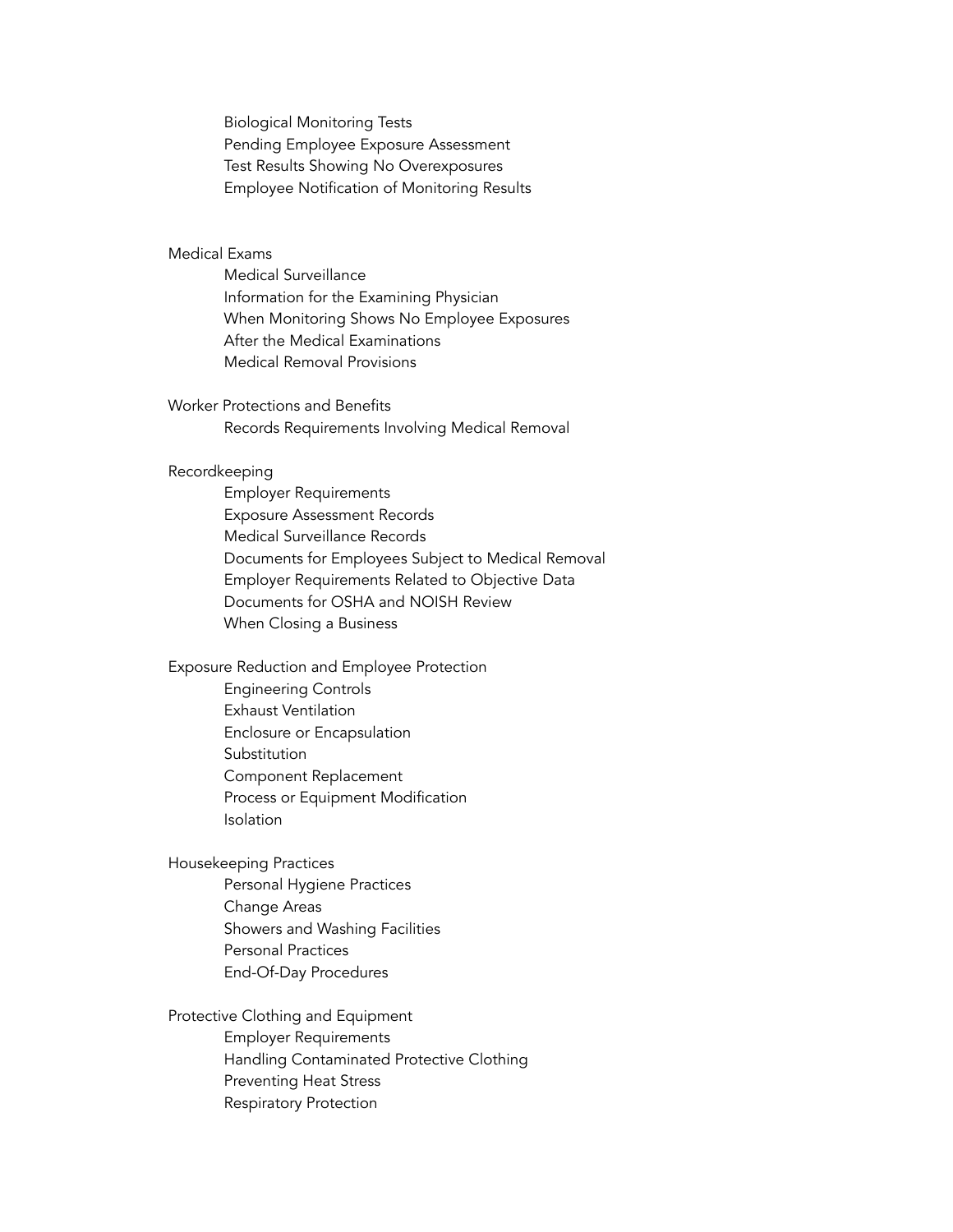- Biological Monitoring Tests
- Pending Employee Exposure Assessment
- Test Results Showing No Overexposures
- Employee Notification of Monitoring Results

Medical Exams

- Medical Surveillance
- Information for the Examining Physician
- When Monitoring Shows No Employee Exposures
- After the Medical Examinations
- Medical Removal Provisions

Worker Protections and Benefits

- Records Requirements Involving Medical Removal

Recordkeeping

- Employer Requirements
- Exposure Assessment Records
- Medical Surveillance Records
- Documents for Employees Subject to Medical Removal
- Employer Requirements Related to Objective Data
- Documents for OSHA and NOISH Review
- When Closing a Business

Exposure Reduction and Employee Protection

- Engineering Controls
- Exhaust Ventilation
- Enclosure or Encapsulation
- Substitution
- Component Replacement
- Process or Equipment Modification
- Isolation

Housekeeping Practices

- Personal Hygiene Practices
- Change Areas
- Showers and Washing Facilities
- Personal Practices
- End-Of-Day Procedures

Protective Clothing and Equipment

- Employer Requirements
- Handling Contaminated Protective Clothing
- Preventing Heat Stress
- Respiratory Protection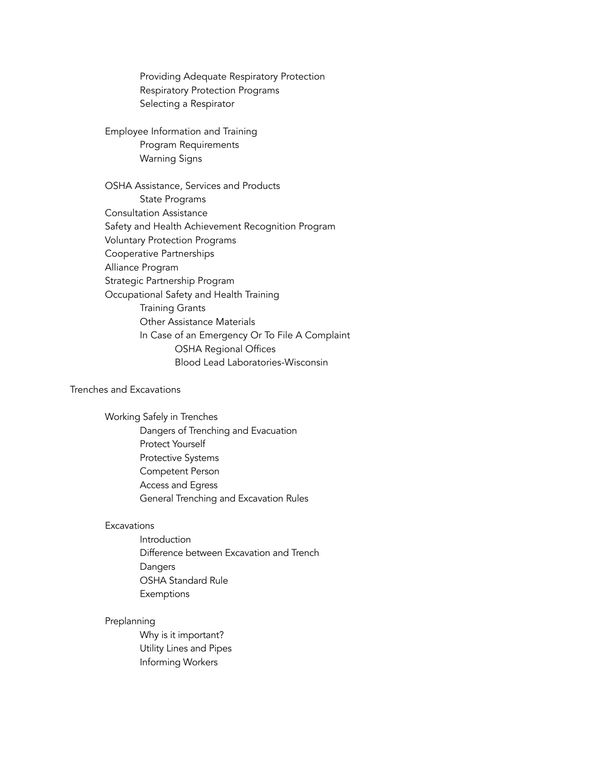- Providing Adequate Respiratory Protection
- Respiratory Protection Programs
- Selecting a Respirator

Employee Information and Training
- Program Requirements
- Warning Signs

OSHA Assistance, Services and Products
- State Programs

Consultation Assistance

Safety and Health Achievement Recognition Program

Voluntary Protection Programs

Cooperative Partnerships

Alliance Program

Strategic Partnership Program

Occupational Safety and Health Training
- Training Grants
- Other Assistance Materials
- In Case of an Emergency Or To File A Complaint
  - OSHA Regional Offices
  - Blood Lead Laboratories-Wisconsin

Trenches and Excavations

Working Safely in Trenches
- Dangers of Trenching and Evacuation
- Protect Yourself
- Protective Systems
- Competent Person
- Access and Egress
- General Trenching and Excavation Rules

Excavations
- Introduction
- Difference between Excavation and Trench
- Dangers
- OSHA Standard Rule
- Exemptions

Preplanning
- Why is it important?
- Utility Lines and Pipes
- Informing Workers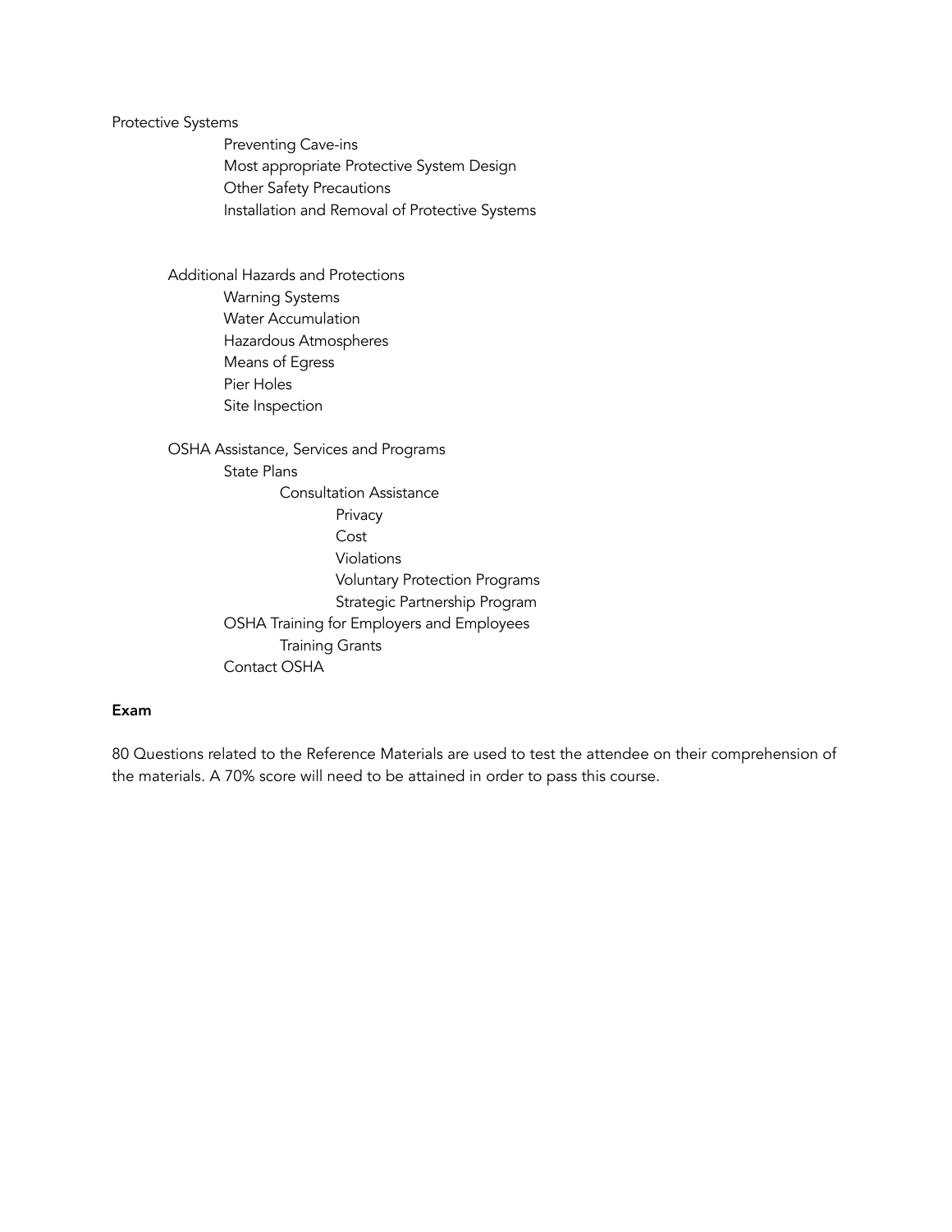- Protective Systems
    - Preventing Cave-ins
    - Most appropriate Protective System Design
    - Other Safety Precautions
    - Installation and Removal of Protective Systems

- Additional Hazards and Protections
    - Warning Systems
    - Water Accumulation
    - Hazardous Atmospheres
    - Means of Egress
    - Pier Holes
    - Site Inspection

- OSHA Assistance, Services and Programs
    - State Plans
        - Consultation Assistance
            - Privacy
            - Cost
            - Violations
            - Voluntary Protection Programs
            - Strategic Partnership Program
    - OSHA Training for Employers and Employees
        - Training Grants
    - Contact OSHA

**Exam**

80 Questions related to the Reference Materials are used to test the attendee on their comprehension of the materials. A 70% score will need to be attained in order to pass this course.